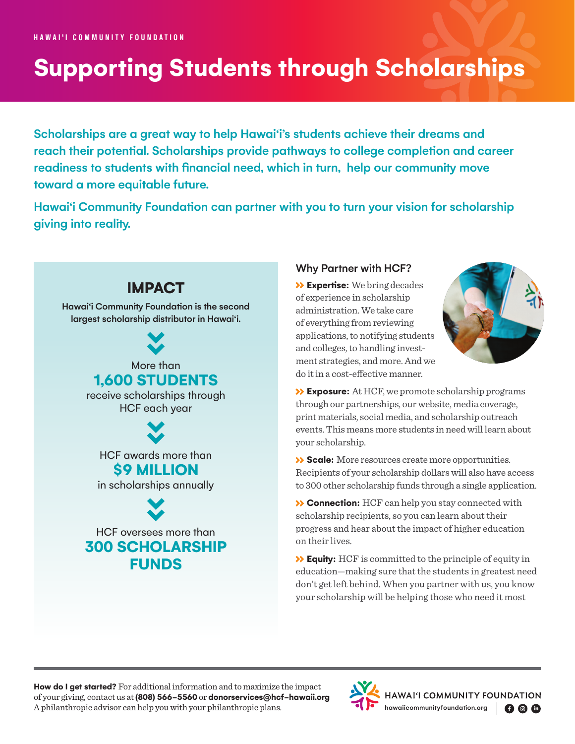HAWAIʻI COMMUNITY FOUNDATION

# Supporting Students through Scholarships

**Scholarships are a great way to help Hawaiʻi's students achieve their dreams and reach their potential. Scholarships provide pathways to college completion and career readiness to students with financial need, which in turn, help our community move toward a more equitable future.**

**Hawaiʻi Community Foundation can partner with you to turn your vision for scholarship giving into reality.**

## IMPACT

**Hawaiʻi Community Foundation is the second largest scholarship distributor in Hawaiʻi.**

More than **1,600 STUDENTS** receive scholarships through HCF each year

HCF awards more than **$9 MILLION** in scholarships annually

HCF oversees more than **300 SCHOLARSHIP FUNDS**

### Why Partner with HCF?

- **Expertise:** We bring decades of experience in scholarship administration. We take care of everything from reviewing applications, to notifying students and colleges, to handling investment strategies, and more. And we do it in a cost-effective manner.
- **Exposure:** At HCF, we promote scholarship programs through our partnerships, our website, media coverage, print materials, social media, and scholarship outreach events. This means more students in need will learn about your scholarship.
- **Scale:** More resources create more opportunities. Recipients of your scholarship dollars will also have access to 300 other scholarship funds through a single application.
- **Connection:** HCF can help you stay connected with scholarship recipients, so you can learn about their progress and hear about the impact of higher education on their lives.
- **Equity:** HCF is committed to the principle of equity in education—making sure that the students in greatest need don't get left behind. When you partner with us, you know your scholarship will be helping those who need it most

---

**How do I get started?** For additional information and to maximize the impact of your giving, contact us at **(808) 566-5560** or **donorservices@hcf-hawaii.org**
A philanthropic advisor can help you with your philanthropic plans.

HAWAIʻI COMMUNITY FOUNDATION
hawaiicommunityfoundation.org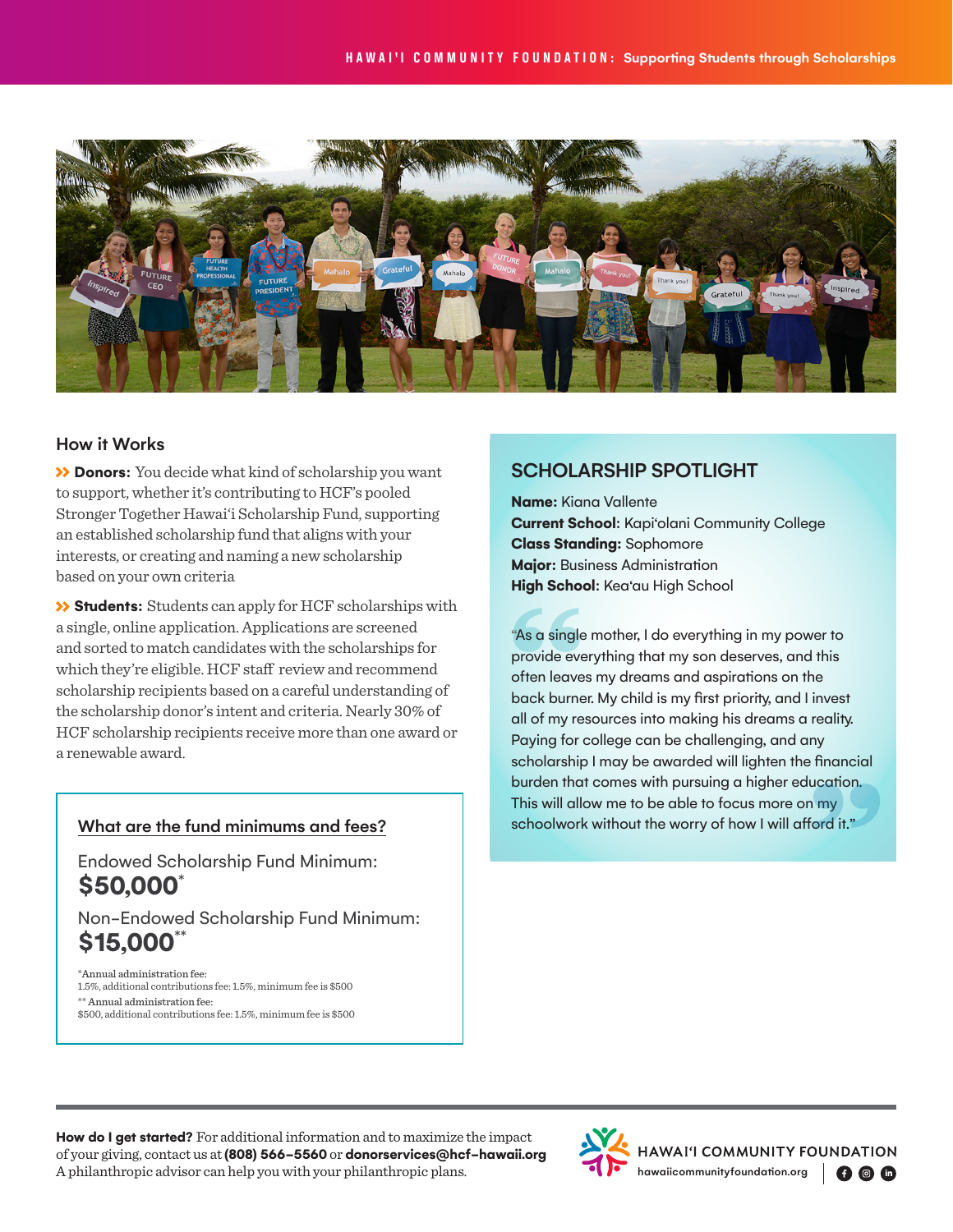## How it Works

**Donors:** You decide what kind of scholarship you want to support, whether it's contributing to HCF's pooled Stronger Together Hawai'i Scholarship Fund, supporting an established scholarship fund that aligns with your interests, or creating and naming a new scholarship based on your own criteria

**Students:** Students can apply for HCF scholarships with a single, online application. Applications are screened and sorted to match candidates with the scholarships for which they're eligible. HCF staff review and recommend scholarship recipients based on a careful understanding of the scholarship donor's intent and criteria. Nearly 30% of HCF scholarship recipients receive more than one award or a renewable award.

### What are the fund minimums and fees?

Endowed Scholarship Fund Minimum:
**$50,000***

Non-Endowed Scholarship Fund Minimum:
**$15,000****

*Annual administration fee:
1.5%, additional contributions fee: 1.5%, minimum fee is $500

** Annual administration fee:
$500, additional contributions fee: 1.5%, minimum fee is $500

## SCHOLARSHIP SPOTLIGHT

**Name:** Kiana Vallente
**Current School:** Kapi'olani Community College
**Class Standing:** Sophomore
**Major:** Business Administration
**High School:** Kea'au High School

"As a single mother, I do everything in my power to provide everything that my son deserves, and this often leaves my dreams and aspirations on the back burner. My child is my first priority, and I invest all of my resources into making his dreams a reality. Paying for college can be challenging, and any scholarship I may be awarded will lighten the financial burden that comes with pursuing a higher education. This will allow me to be able to focus more on my schoolwork without the worry of how I will afford it."

**How do I get started?** For additional information and to maximize the impact of your giving, contact us at **(808) 566-5560** or **donorservices@hcf-hawaii.org** A philanthropic advisor can help you with your philanthropic plans.

HAWAI'I COMMUNITY FOUNDATION
hawaiicommunityfoundation.org